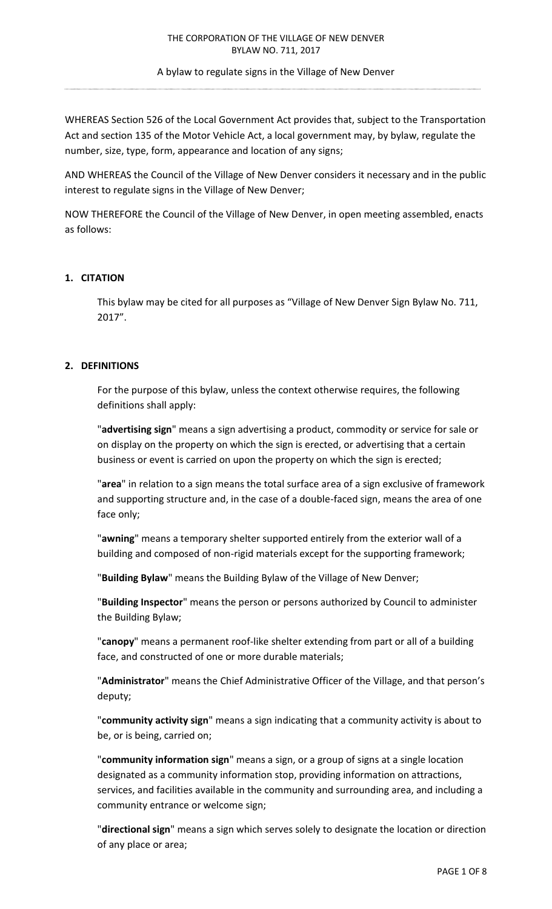THE CORPORATION OF THE VILLAGE OF NEW DENVER
BYLAW NO. 711, 2017

A bylaw to regulate signs in the Village of New Denver

WHEREAS Section 526 of the Local Government Act provides that, subject to the Transportation Act and section 135 of the Motor Vehicle Act, a local government may, by bylaw, regulate the number, size, type, form, appearance and location of any signs;

AND WHEREAS the Council of the Village of New Denver considers it necessary and in the public interest to regulate signs in the Village of New Denver;

NOW THEREFORE the Council of the Village of New Denver, in open meeting assembled, enacts as follows:

## 1. CITATION

This bylaw may be cited for all purposes as "Village of New Denver Sign Bylaw No. 711, 2017".

## 2. DEFINITIONS

For the purpose of this bylaw, unless the context otherwise requires, the following definitions shall apply:

"**advertising sign**" means a sign advertising a product, commodity or service for sale or on display on the property on which the sign is erected, or advertising that a certain business or event is carried on upon the property on which the sign is erected;

"**area**" in relation to a sign means the total surface area of a sign exclusive of framework and supporting structure and, in the case of a double-faced sign, means the area of one face only;

"**awning**" means a temporary shelter supported entirely from the exterior wall of a building and composed of non-rigid materials except for the supporting framework;

"**Building Bylaw**" means the Building Bylaw of the Village of New Denver;

"**Building Inspector**" means the person or persons authorized by Council to administer the Building Bylaw;

"**canopy**" means a permanent roof-like shelter extending from part or all of a building face, and constructed of one or more durable materials;

"**Administrator**" means the Chief Administrative Officer of the Village, and that person's deputy;

"**community activity sign**" means a sign indicating that a community activity is about to be, or is being, carried on;

"**community information sign**" means a sign, or a group of signs at a single location designated as a community information stop, providing information on attractions, services, and facilities available in the community and surrounding area, and including a community entrance or welcome sign;

"**directional sign**" means a sign which serves solely to designate the location or direction of any place or area;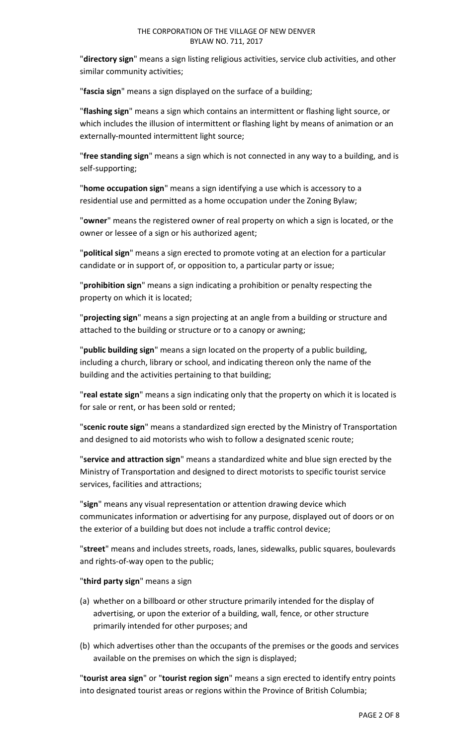"**directory sign**" means a sign listing religious activities, service club activities, and other similar community activities;

"**fascia sign**" means a sign displayed on the surface of a building;

"**flashing sign**" means a sign which contains an intermittent or flashing light source, or which includes the illusion of intermittent or flashing light by means of animation or an externally-mounted intermittent light source;

"**free standing sign**" means a sign which is not connected in any way to a building, and is self-supporting;

"**home occupation sign**" means a sign identifying a use which is accessory to a residential use and permitted as a home occupation under the Zoning Bylaw;

"**owner**" means the registered owner of real property on which a sign is located, or the owner or lessee of a sign or his authorized agent;

"**political sign**" means a sign erected to promote voting at an election for a particular candidate or in support of, or opposition to, a particular party or issue;

"**prohibition sign**" means a sign indicating a prohibition or penalty respecting the property on which it is located;

"**projecting sign**" means a sign projecting at an angle from a building or structure and attached to the building or structure or to a canopy or awning;

"**public building sign**" means a sign located on the property of a public building, including a church, library or school, and indicating thereon only the name of the building and the activities pertaining to that building;

"**real estate sign**" means a sign indicating only that the property on which it is located is for sale or rent, or has been sold or rented;

"**scenic route sign**" means a standardized sign erected by the Ministry of Transportation and designed to aid motorists who wish to follow a designated scenic route;

"**service and attraction sign**" means a standardized white and blue sign erected by the Ministry of Transportation and designed to direct motorists to specific tourist service services, facilities and attractions;

"**sign**" means any visual representation or attention drawing device which communicates information or advertising for any purpose, displayed out of doors or on the exterior of a building but does not include a traffic control device;

"**street**" means and includes streets, roads, lanes, sidewalks, public squares, boulevards and rights-of-way open to the public;

"**third party sign**" means a sign

(a) whether on a billboard or other structure primarily intended for the display of advertising, or upon the exterior of a building, wall, fence, or other structure primarily intended for other purposes; and

(b) which advertises other than the occupants of the premises or the goods and services available on the premises on which the sign is displayed;

"**tourist area sign**" or "**tourist region sign**" means a sign erected to identify entry points into designated tourist areas or regions within the Province of British Columbia;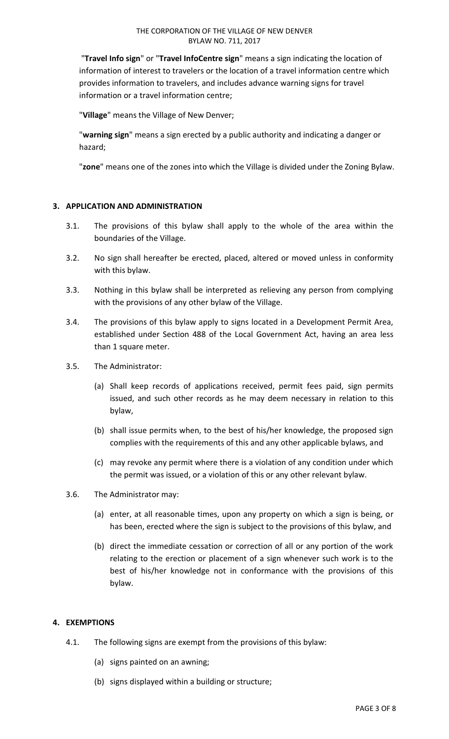"**Travel Info sign**" or "**Travel InfoCentre sign**" means a sign indicating the location of information of interest to travelers or the location of a travel information centre which provides information to travelers, and includes advance warning signs for travel information or a travel information centre;

"**Village**" means the Village of New Denver;

"**warning sign**" means a sign erected by a public authority and indicating a danger or hazard;

"**zone**" means one of the zones into which the Village is divided under the Zoning Bylaw.

## 3. APPLICATION AND ADMINISTRATION

3.1. The provisions of this bylaw shall apply to the whole of the area within the boundaries of the Village.

3.2. No sign shall hereafter be erected, placed, altered or moved unless in conformity with this bylaw.

3.3. Nothing in this bylaw shall be interpreted as relieving any person from complying with the provisions of any other bylaw of the Village.

3.4. The provisions of this bylaw apply to signs located in a Development Permit Area, established under Section 488 of the Local Government Act, having an area less than 1 square meter.

3.5. The Administrator:

(a) Shall keep records of applications received, permit fees paid, sign permits issued, and such other records as he may deem necessary in relation to this bylaw,

(b) shall issue permits when, to the best of his/her knowledge, the proposed sign complies with the requirements of this and any other applicable bylaws, and

(c) may revoke any permit where there is a violation of any condition under which the permit was issued, or a violation of this or any other relevant bylaw.

3.6. The Administrator may:

(a) enter, at all reasonable times, upon any property on which a sign is being, or has been, erected where the sign is subject to the provisions of this bylaw, and

(b) direct the immediate cessation or correction of all or any portion of the work relating to the erection or placement of a sign whenever such work is to the best of his/her knowledge not in conformance with the provisions of this bylaw.

## 4. EXEMPTIONS

4.1. The following signs are exempt from the provisions of this bylaw:

(a) signs painted on an awning;

(b) signs displayed within a building or structure;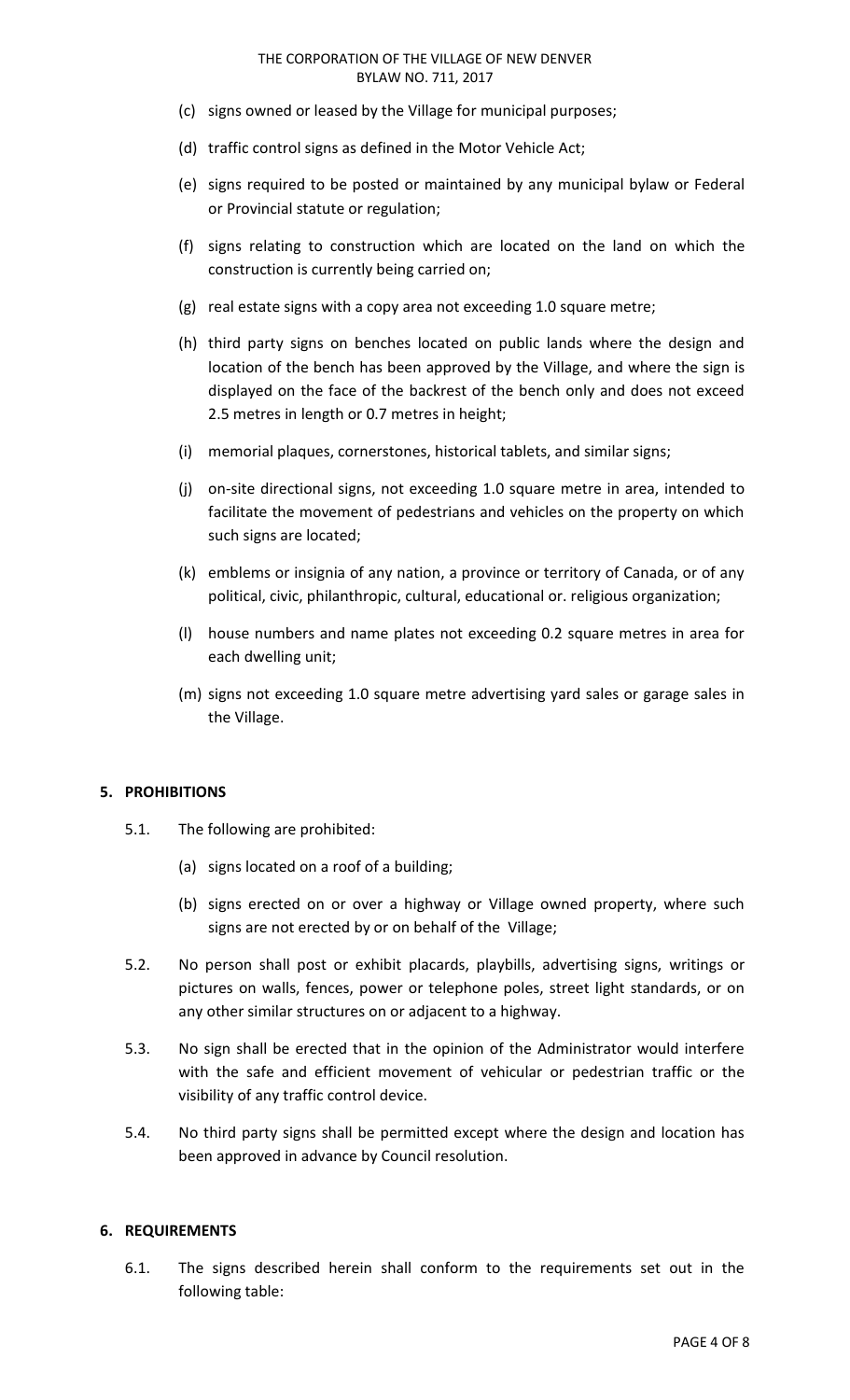(c) signs owned or leased by the Village for municipal purposes;

(d) traffic control signs as defined in the Motor Vehicle Act;

(e) signs required to be posted or maintained by any municipal bylaw or Federal or Provincial statute or regulation;

(f) signs relating to construction which are located on the land on which the construction is currently being carried on;

(g) real estate signs with a copy area not exceeding 1.0 square metre;

(h) third party signs on benches located on public lands where the design and location of the bench has been approved by the Village, and where the sign is displayed on the face of the backrest of the bench only and does not exceed 2.5 metres in length or 0.7 metres in height;

(i) memorial plaques, cornerstones, historical tablets, and similar signs;

(j) on-site directional signs, not exceeding 1.0 square metre in area, intended to facilitate the movement of pedestrians and vehicles on the property on which such signs are located;

(k) emblems or insignia of any nation, a province or territory of Canada, or of any political, civic, philanthropic, cultural, educational or. religious organization;

(l) house numbers and name plates not exceeding 0.2 square metres in area for each dwelling unit;

(m) signs not exceeding 1.0 square metre advertising yard sales or garage sales in the Village.

## 5. PROHIBITIONS

5.1. The following are prohibited:

(a) signs located on a roof of a building;

(b) signs erected on or over a highway or Village owned property, where such signs are not erected by or on behalf of the Village;

5.2. No person shall post or exhibit placards, playbills, advertising signs, writings or pictures on walls, fences, power or telephone poles, street light standards, or on any other similar structures on or adjacent to a highway.

5.3. No sign shall be erected that in the opinion of the Administrator would interfere with the safe and efficient movement of vehicular or pedestrian traffic or the visibility of any traffic control device.

5.4. No third party signs shall be permitted except where the design and location has been approved in advance by Council resolution.

## 6. REQUIREMENTS

6.1. The signs described herein shall conform to the requirements set out in the following table: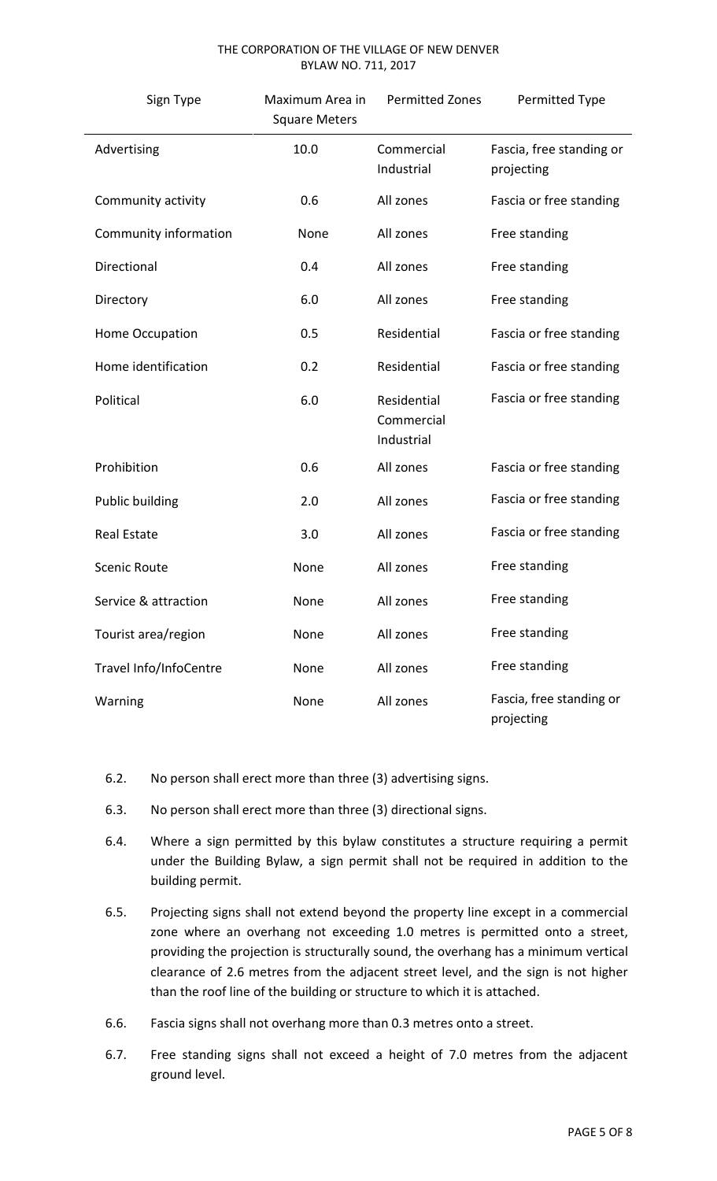| Sign Type | Maximum Area in Square Meters | Permitted Zones | Permitted Type |
|---|---|---|---|
| Advertising | 10.0 | Commercial Industrial | Fascia, free standing or projecting |
| Community activity | 0.6 | All zones | Fascia or free standing |
| Community information | None | All zones | Free standing |
| Directional | 0.4 | All zones | Free standing |
| Directory | 6.0 | All zones | Free standing |
| Home Occupation | 0.5 | Residential | Fascia or free standing |
| Home identification | 0.2 | Residential | Fascia or free standing |
| Political | 6.0 | Residential Commercial Industrial | Fascia or free standing |
| Prohibition | 0.6 | All zones | Fascia or free standing |
| Public building | 2.0 | All zones | Fascia or free standing |
| Real Estate | 3.0 | All zones | Fascia or free standing |
| Scenic Route | None | All zones | Free standing |
| Service & attraction | None | All zones | Free standing |
| Tourist area/region | None | All zones | Free standing |
| Travel Info/InfoCentre | None | All zones | Free standing |
| Warning | None | All zones | Fascia, free standing or projecting |

6.2. No person shall erect more than three (3) advertising signs.

6.3. No person shall erect more than three (3) directional signs.

6.4. Where a sign permitted by this bylaw constitutes a structure requiring a permit under the Building Bylaw, a sign permit shall not be required in addition to the building permit.

6.5. Projecting signs shall not extend beyond the property line except in a commercial zone where an overhang not exceeding 1.0 metres is permitted onto a street, providing the projection is structurally sound, the overhang has a minimum vertical clearance of 2.6 metres from the adjacent street level, and the sign is not higher than the roof line of the building or structure to which it is attached.

6.6. Fascia signs shall not overhang more than 0.3 metres onto a street.

6.7. Free standing signs shall not exceed a height of 7.0 metres from the adjacent ground level.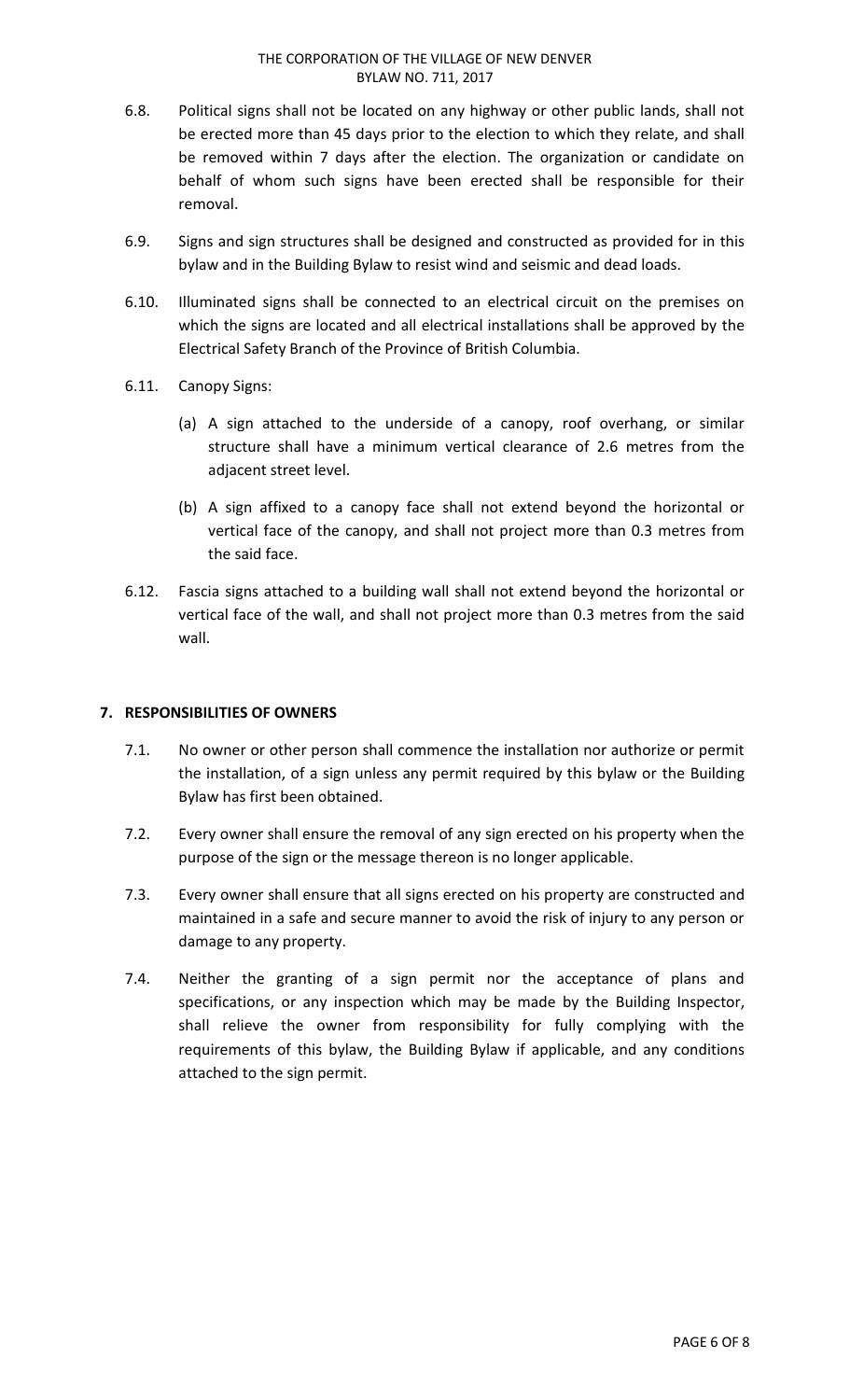6.8. Political signs shall not be located on any highway or other public lands, shall not be erected more than 45 days prior to the election to which they relate, and shall be removed within 7 days after the election. The organization or candidate on behalf of whom such signs have been erected shall be responsible for their removal.

6.9. Signs and sign structures shall be designed and constructed as provided for in this bylaw and in the Building Bylaw to resist wind and seismic and dead loads.

6.10. Illuminated signs shall be connected to an electrical circuit on the premises on which the signs are located and all electrical installations shall be approved by the Electrical Safety Branch of the Province of British Columbia.

6.11. Canopy Signs:

(a) A sign attached to the underside of a canopy, roof overhang, or similar structure shall have a minimum vertical clearance of 2.6 metres from the adjacent street level.

(b) A sign affixed to a canopy face shall not extend beyond the horizontal or vertical face of the canopy, and shall not project more than 0.3 metres from the said face.

6.12. Fascia signs attached to a building wall shall not extend beyond the horizontal or vertical face of the wall, and shall not project more than 0.3 metres from the said wall.

## 7. RESPONSIBILITIES OF OWNERS

7.1. No owner or other person shall commence the installation nor authorize or permit the installation, of a sign unless any permit required by this bylaw or the Building Bylaw has first been obtained.

7.2. Every owner shall ensure the removal of any sign erected on his property when the purpose of the sign or the message thereon is no longer applicable.

7.3. Every owner shall ensure that all signs erected on his property are constructed and maintained in a safe and secure manner to avoid the risk of injury to any person or damage to any property.

7.4. Neither the granting of a sign permit nor the acceptance of plans and specifications, or any inspection which may be made by the Building Inspector, shall relieve the owner from responsibility for fully complying with the requirements of this bylaw, the Building Bylaw if applicable, and any conditions attached to the sign permit.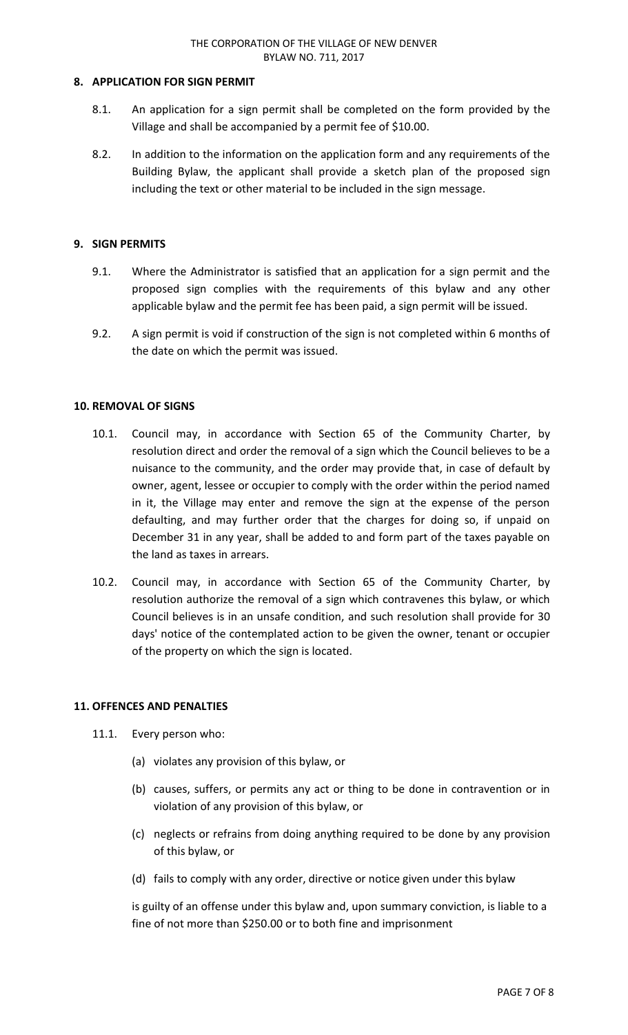## 8. APPLICATION FOR SIGN PERMIT

8.1. An application for a sign permit shall be completed on the form provided by the Village and shall be accompanied by a permit fee of $10.00.

8.2. In addition to the information on the application form and any requirements of the Building Bylaw, the applicant shall provide a sketch plan of the proposed sign including the text or other material to be included in the sign message.

## 9. SIGN PERMITS

9.1. Where the Administrator is satisfied that an application for a sign permit and the proposed sign complies with the requirements of this bylaw and any other applicable bylaw and the permit fee has been paid, a sign permit will be issued.

9.2. A sign permit is void if construction of the sign is not completed within 6 months of the date on which the permit was issued.

## 10. REMOVAL OF SIGNS

10.1. Council may, in accordance with Section 65 of the Community Charter, by resolution direct and order the removal of a sign which the Council believes to be a nuisance to the community, and the order may provide that, in case of default by owner, agent, lessee or occupier to comply with the order within the period named in it, the Village may enter and remove the sign at the expense of the person defaulting, and may further order that the charges for doing so, if unpaid on December 31 in any year, shall be added to and form part of the taxes payable on the land as taxes in arrears.

10.2. Council may, in accordance with Section 65 of the Community Charter, by resolution authorize the removal of a sign which contravenes this bylaw, or which Council believes is in an unsafe condition, and such resolution shall provide for 30 days' notice of the contemplated action to be given the owner, tenant or occupier of the property on which the sign is located.

## 11. OFFENCES AND PENALTIES

11.1. Every person who:

(a) violates any provision of this bylaw, or

(b) causes, suffers, or permits any act or thing to be done in contravention or in violation of any provision of this bylaw, or

(c) neglects or refrains from doing anything required to be done by any provision of this bylaw, or

(d) fails to comply with any order, directive or notice given under this bylaw

is guilty of an offense under this bylaw and, upon summary conviction, is liable to a fine of not more than $250.00 or to both fine and imprisonment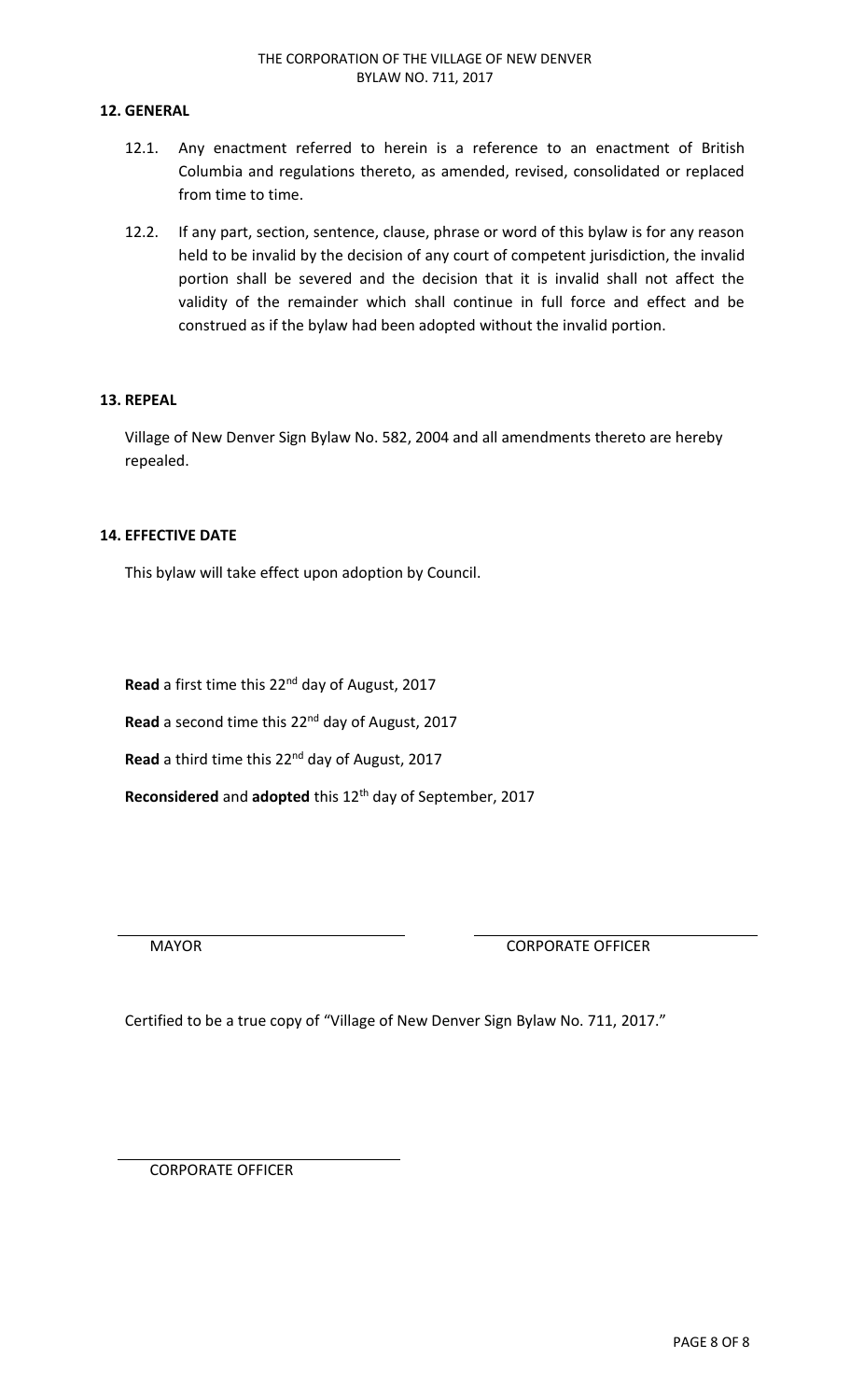## 12. GENERAL

12.1. Any enactment referred to herein is a reference to an enactment of British Columbia and regulations thereto, as amended, revised, consolidated or replaced from time to time.

12.2. If any part, section, sentence, clause, phrase or word of this bylaw is for any reason held to be invalid by the decision of any court of competent jurisdiction, the invalid portion shall be severed and the decision that it is invalid shall not affect the validity of the remainder which shall continue in full force and effect and be construed as if the bylaw had been adopted without the invalid portion.

## 13. REPEAL

Village of New Denver Sign Bylaw No. 582, 2004 and all amendments thereto are hereby repealed.

## 14. EFFECTIVE DATE

This bylaw will take effect upon adoption by Council.

**Read** a first time this 22nd day of August, 2017

**Read** a second time this 22nd day of August, 2017

**Read** a third time this 22nd day of August, 2017

**Reconsidered** and **adopted** this 12th day of September, 2017

MAYOR

CORPORATE OFFICER

Certified to be a true copy of "Village of New Denver Sign Bylaw No. 711, 2017."

CORPORATE OFFICER